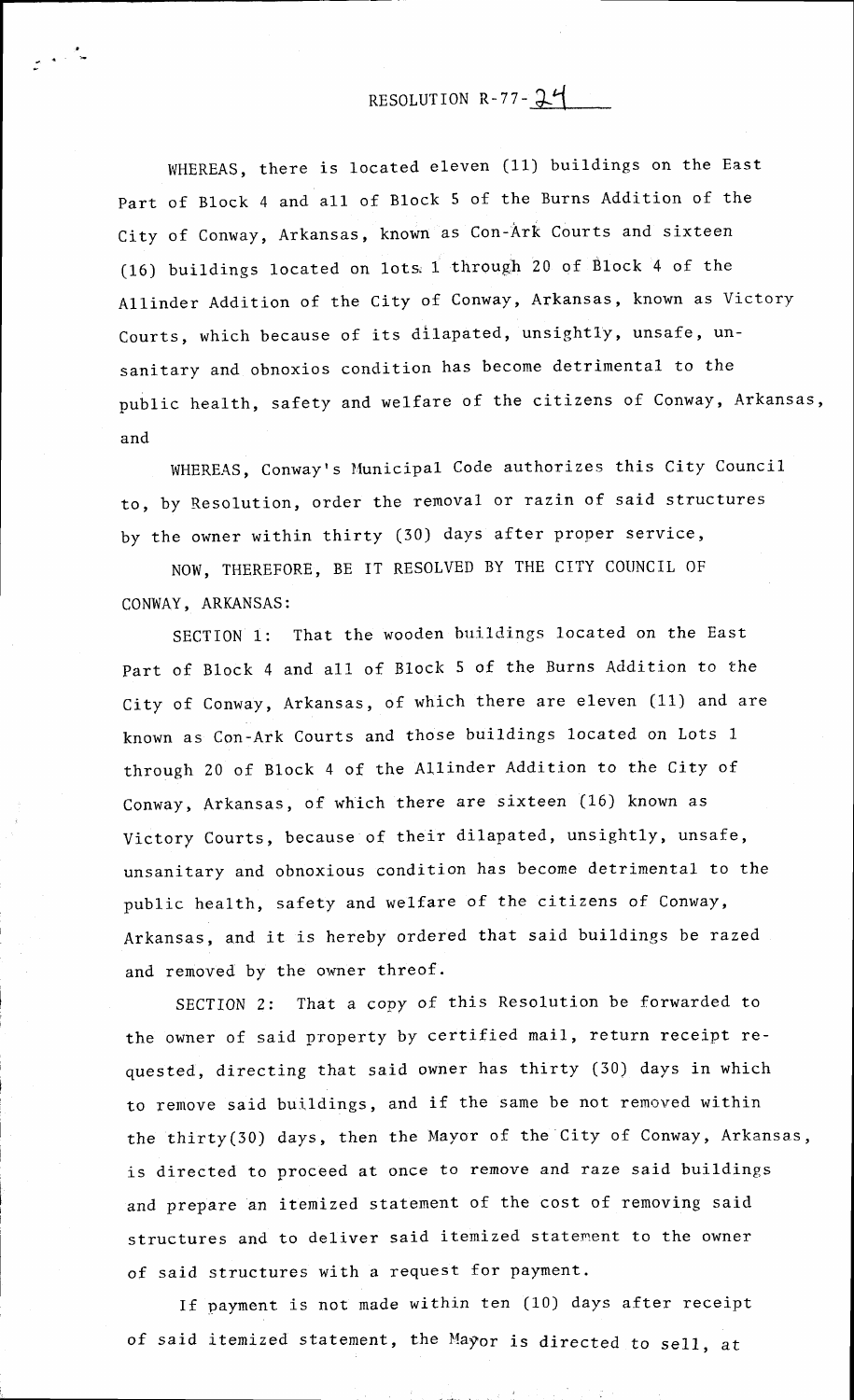# RESOLUTION R-77-24

WHEREAS, there is located eleven (11) buildings on the East Part of Block 4 and all of Block 5 of the Burns Addition of the City of Conway, Arkansas, known as Con-Ark Courts and sixteen (16) buildings located on lots 1 through 20 of Block 4 of the Allinder Addition of the City of Conway, Arkansas, known as Victory Courts, which because of its dilapated, unsightly, unsafe, unsanitary and obnoxios condition has become detrimental to the public health, safety and welfare of the citizens of Conway, Arkansas, and

WHEREAS, Conway's Municipal Code authorizes this City Council to, by Resolution, order the removal or razin of said structures by the owner within thirty (30) days after proper service,

NOW, THEREFORE, BE IT RESOLVED BY THE CITY COUNCIL OF CONWAY, ARKANSAS:

SECTION 1: That the wooden buildings located on the East Part of Block 4 and all of Block 5 of the Burns Addition to the City of Conway, Arkansas, of which there are eleven (11) and are known as Con-Ark Courts and those buildings located on Lots 1 through 20 of Block 4 of the Allinder Addition to the City of Conway, Arkansas, of which there are sixteen (16) known as Victory Courts, because of their dilapated, unsightly, unsafe, unsanitary and obnoxious condition has become detrimental to the public health, safety and welfare of the citizens of Conway, Arkansas, and it is hereby ordered that said buildings be razed and removed by the owner threof.

SECTION 2: That a copy of this Resolution be forwarded to the owner of said property by certified mail, return receipt requested, directing that said owner has thirty (30) days in which to remove said buildings, and if the same be not removed within the thirty(30) days, then the Mayor of the City of Conway, Arkansas, is directed to proceed at once to remove and raze said buildings and prepare an itemized statement of the cost of removing said structures and to deliver said itemized statement to the owner of said structures with a request for payment.

If payment is not made within ten (10) days after receipt of said itemized statement, the Mayor is directed to sell, at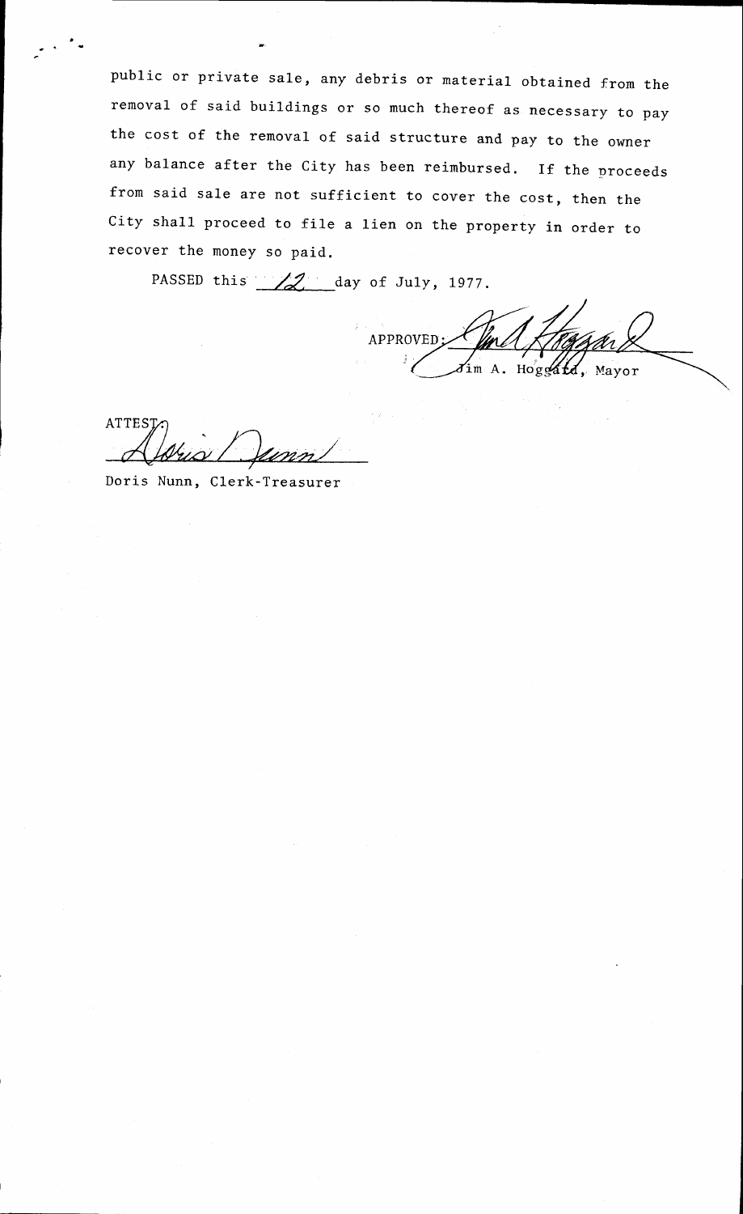public or private sale, any debris or material obtained from the removal of said buildings or so much thereof as necessary to pay the cost of the removal of said structure and pay to the owner any balance after the City has been reimbursed. If the proceeds from said sale are not sufficient to cover the cost, then the City shall proceed to file a lien on the property in order to recover the money so paid.

PASSED this 12 day of July, 1977.

APPROVED: *Jim A. Hoggard*

Jim A. Hoggard, Mayor

ATTEST: *Doris Nunn*

Doris Nunn, Clerk-Treasurer